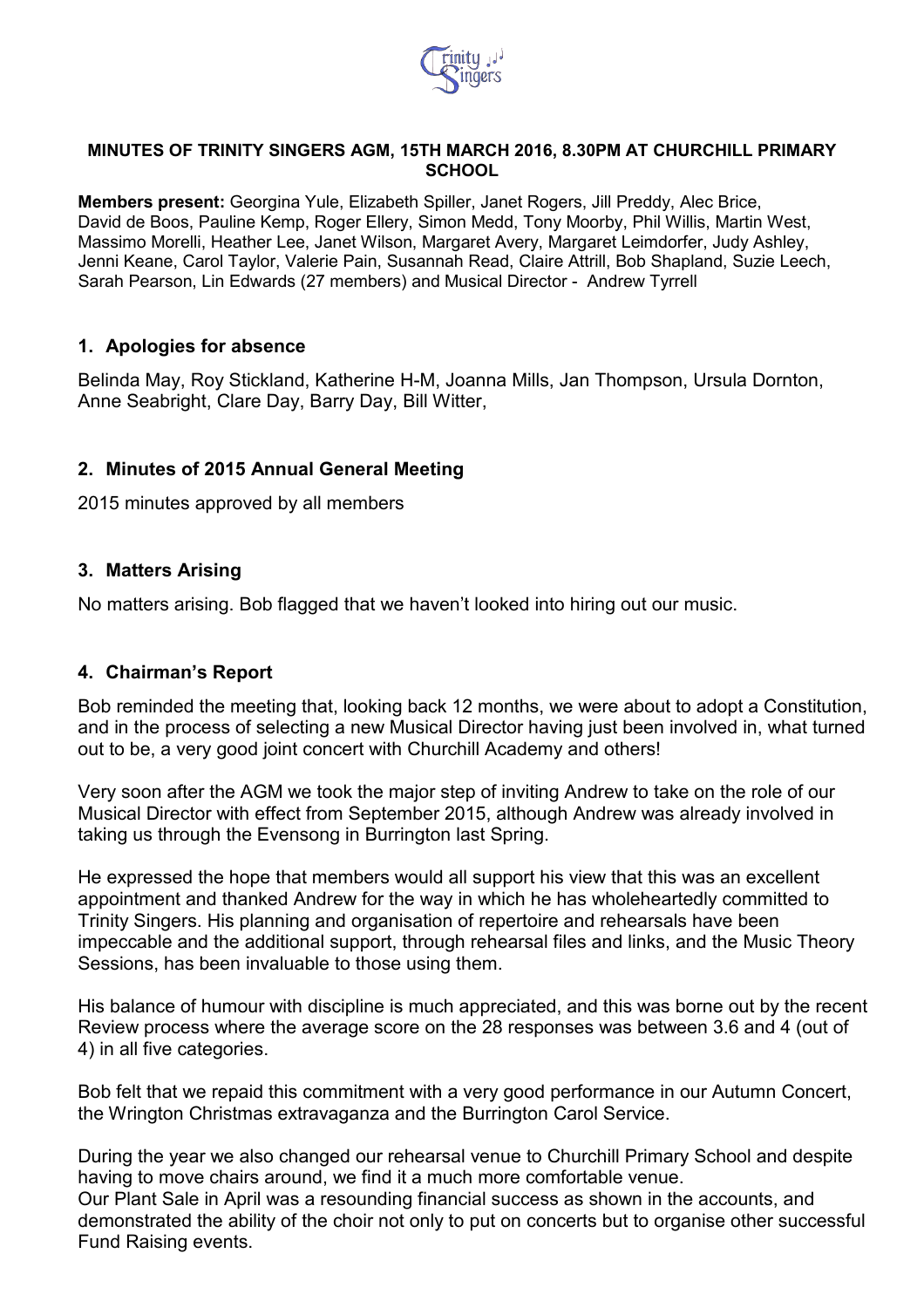**MINUTES OF TRINITY SINGERS AGM, 15TH MARCH 2016, 8.30PM AT CHURCHILL PRIMARY SCHOOL**

**Members present:** Georgina Yule, Elizabeth Spiller, Janet Rogers, Jill Preddy, Alec Brice, David de Boos, Pauline Kemp, Roger Ellery, Simon Medd, Tony Moorby, Phil Willis, Martin West, Massimo Morelli, Heather Lee, Janet Wilson, Margaret Avery, Margaret Leimdorfer, Judy Ashley, Jenni Keane, Carol Taylor, Valerie Pain, Susannah Read, Claire Attrill, Bob Shapland, Suzie Leech, Sarah Pearson, Lin Edwards (27 members) and Musical Director - Andrew Tyrrell

## 1. Apologies for absence

Belinda May, Roy Stickland, Katherine H-M, Joanna Mills, Jan Thompson, Ursula Dornton, Anne Seabright, Clare Day, Barry Day, Bill Witter,

## 2. Minutes of 2015 Annual General Meeting

2015 minutes approved by all members

## 3. Matters Arising

No matters arising. Bob flagged that we haven't looked into hiring out our music.

## 4. Chairman's Report

Bob reminded the meeting that, looking back 12 months, we were about to adopt a Constitution, and in the process of selecting a new Musical Director having just been involved in, what turned out to be, a very good joint concert with Churchill Academy and others!

Very soon after the AGM we took the major step of inviting Andrew to take on the role of our Musical Director with effect from September 2015, although Andrew was already involved in taking us through the Evensong in Burrington last Spring.

He expressed the hope that members would all support his view that this was an excellent appointment and thanked Andrew for the way in which he has wholeheartedly committed to Trinity Singers. His planning and organisation of repertoire and rehearsals have been impeccable and the additional support, through rehearsal files and links, and the Music Theory Sessions, has been invaluable to those using them.

His balance of humour with discipline is much appreciated, and this was borne out by the recent Review process where the average score on the 28 responses was between 3.6 and 4 (out of 4) in all five categories.

Bob felt that we repaid this commitment with a very good performance in our Autumn Concert, the Wrington Christmas extravaganza and the Burrington Carol Service.

During the year we also changed our rehearsal venue to Churchill Primary School and despite having to move chairs around, we find it a much more comfortable venue.
Our Plant Sale in April was a resounding financial success as shown in the accounts, and demonstrated the ability of the choir not only to put on concerts but to organise other successful Fund Raising events.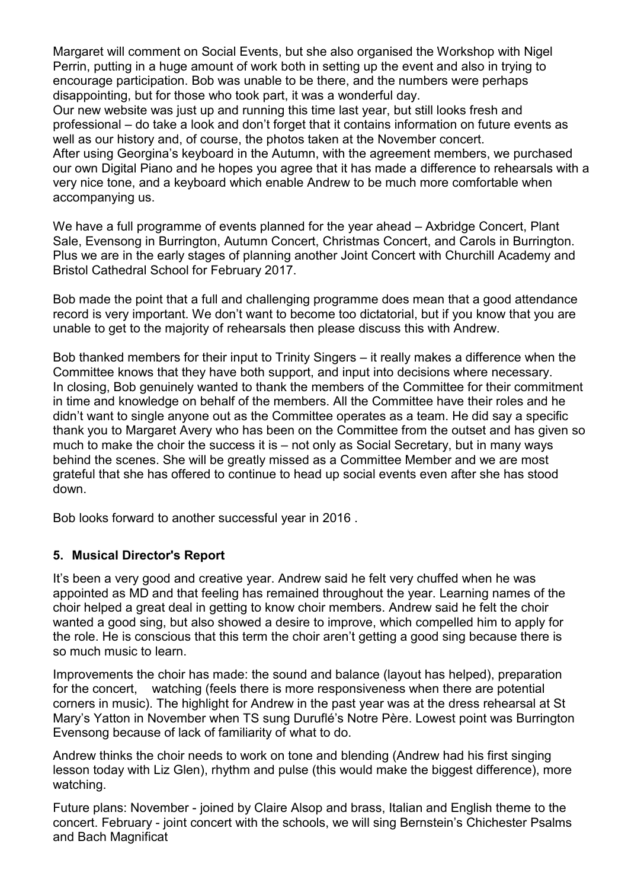Margaret will comment on Social Events, but she also organised the Workshop with Nigel Perrin, putting in a huge amount of work both in setting up the event and also in trying to encourage participation. Bob was unable to be there, and the numbers were perhaps disappointing, but for those who took part, it was a wonderful day.
Our new website was just up and running this time last year, but still looks fresh and professional – do take a look and don't forget that it contains information on future events as well as our history and, of course, the photos taken at the November concert.
After using Georgina's keyboard in the Autumn, with the agreement members, we purchased our own Digital Piano and he hopes you agree that it has made a difference to rehearsals with a very nice tone, and a keyboard which enable Andrew to be much more comfortable when accompanying us.

We have a full programme of events planned for the year ahead – Axbridge Concert, Plant Sale, Evensong in Burrington, Autumn Concert, Christmas Concert, and Carols in Burrington. Plus we are in the early stages of planning another Joint Concert with Churchill Academy and Bristol Cathedral School for February 2017.

Bob made the point that a full and challenging programme does mean that a good attendance record is very important. We don't want to become too dictatorial, but if you know that you are unable to get to the majority of rehearsals then please discuss this with Andrew.

Bob thanked members for their input to Trinity Singers – it really makes a difference when the Committee knows that they have both support, and input into decisions where necessary.
In closing, Bob genuinely wanted to thank the members of the Committee for their commitment in time and knowledge on behalf of the members. All the Committee have their roles and he didn't want to single anyone out as the Committee operates as a team. He did say a specific thank you to Margaret Avery who has been on the Committee from the outset and has given so much to make the choir the success it is – not only as Social Secretary, but in many ways behind the scenes. She will be greatly missed as a Committee Member and we are most grateful that she has offered to continue to head up social events even after she has stood down.

Bob looks forward to another successful year in 2016 .

**5. Musical Director's Report**

It's been a very good and creative year. Andrew said he felt very chuffed when he was appointed as MD and that feeling has remained throughout the year. Learning names of the choir helped a great deal in getting to know choir members. Andrew said he felt the choir wanted a good sing, but also showed a desire to improve, which compelled him to apply for the role. He is conscious that this term the choir aren't getting a good sing because there is so much music to learn.

Improvements the choir has made: the sound and balance (layout has helped), preparation for the concert, watching (feels there is more responsiveness when there are potential corners in music). The highlight for Andrew in the past year was at the dress rehearsal at St Mary's Yatton in November when TS sung Duruflé's Notre Père. Lowest point was Burrington Evensong because of lack of familiarity of what to do.

Andrew thinks the choir needs to work on tone and blending (Andrew had his first singing lesson today with Liz Glen), rhythm and pulse (this would make the biggest difference), more watching.

Future plans: November - joined by Claire Alsop and brass, Italian and English theme to the concert. February - joint concert with the schools, we will sing Bernstein's Chichester Psalms and Bach Magnificat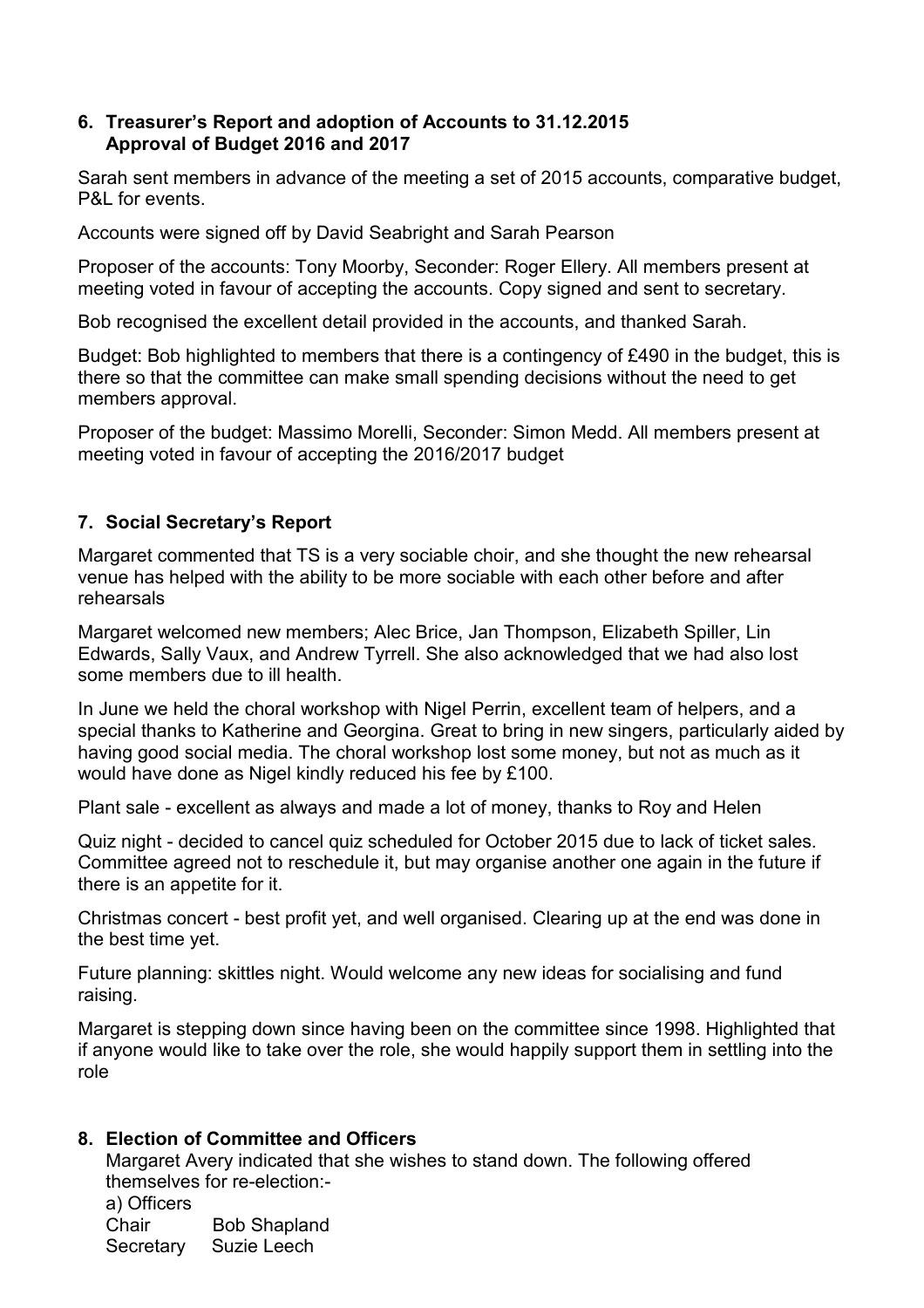## 6. Treasurer's Report and adoption of Accounts to 31.12.2015
## Approval of Budget 2016 and 2017

Sarah sent members in advance of the meeting a set of 2015 accounts, comparative budget, P&L for events.

Accounts were signed off by David Seabright and Sarah Pearson

Proposer of the accounts: Tony Moorby, Seconder: Roger Ellery. All members present at meeting voted in favour of accepting the accounts. Copy signed and sent to secretary.

Bob recognised the excellent detail provided in the accounts, and thanked Sarah.

Budget: Bob highlighted to members that there is a contingency of £490 in the budget, this is there so that the committee can make small spending decisions without the need to get members approval.

Proposer of the budget: Massimo Morelli, Seconder: Simon Medd. All members present at meeting voted in favour of accepting the 2016/2017 budget

## 7. Social Secretary's Report

Margaret commented that TS is a very sociable choir, and she thought the new rehearsal venue has helped with the ability to be more sociable with each other before and after rehearsals

Margaret welcomed new members; Alec Brice, Jan Thompson, Elizabeth Spiller, Lin Edwards, Sally Vaux, and Andrew Tyrrell. She also acknowledged that we had also lost some members due to ill health.

In June we held the choral workshop with Nigel Perrin, excellent team of helpers, and a special thanks to Katherine and Georgina. Great to bring in new singers, particularly aided by having good social media. The choral workshop lost some money, but not as much as it would have done as Nigel kindly reduced his fee by £100.

Plant sale - excellent as always and made a lot of money, thanks to Roy and Helen

Quiz night - decided to cancel quiz scheduled for October 2015 due to lack of ticket sales. Committee agreed not to reschedule it, but may organise another one again in the future if there is an appetite for it.

Christmas concert - best profit yet, and well organised. Clearing up at the end was done in the best time yet.

Future planning: skittles night. Would welcome any new ideas for socialising and fund raising.

Margaret is stepping down since having been on the committee since 1998. Highlighted that if anyone would like to take over the role, she would happily support them in settling into the role

## 8. Election of Committee and Officers

Margaret Avery indicated that she wishes to stand down. The following offered themselves for re-election:-

a) Officers

Chair Bob Shapland
Secretary Suzie Leech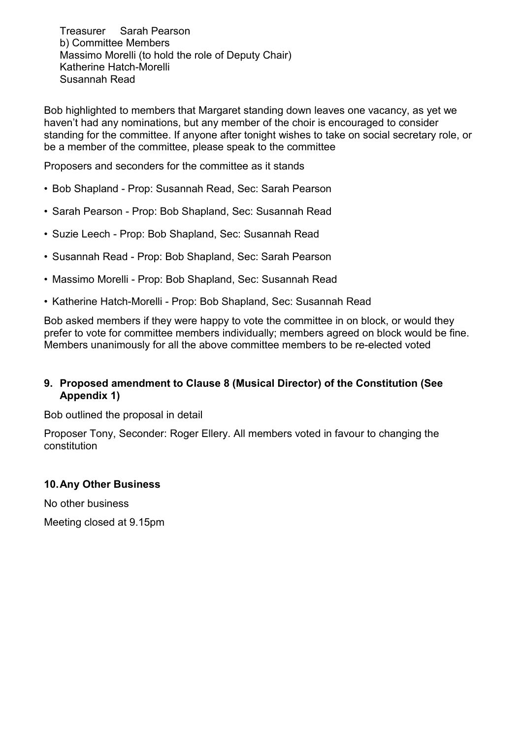Treasurer Sarah Pearson

b) Committee Members

Massimo Morelli (to hold the role of Deputy Chair)

Katherine Hatch-Morelli

Susannah Read

Bob highlighted to members that Margaret standing down leaves one vacancy, as yet we haven't had any nominations, but any member of the choir is encouraged to consider standing for the committee. If anyone after tonight wishes to take on social secretary role, or be a member of the committee, please speak to the committee

Proposers and seconders for the committee as it stands

- Bob Shapland - Prop: Susannah Read, Sec: Sarah Pearson
- Sarah Pearson - Prop: Bob Shapland, Sec: Susannah Read
- Suzie Leech - Prop: Bob Shapland, Sec: Susannah Read
- Susannah Read - Prop: Bob Shapland, Sec: Sarah Pearson
- Massimo Morelli - Prop: Bob Shapland, Sec: Susannah Read
- Katherine Hatch-Morelli - Prop: Bob Shapland, Sec: Susannah Read

Bob asked members if they were happy to vote the committee in on block, or would they prefer to vote for committee members individually; members agreed on block would be fine. Members unanimously for all the above committee members to be re-elected voted

### 9. Proposed amendment to Clause 8 (Musical Director) of the Constitution (See Appendix 1)

Bob outlined the proposal in detail

Proposer Tony, Seconder: Roger Ellery. All members voted in favour to changing the constitution

### 10. Any Other Business

No other business

Meeting closed at 9.15pm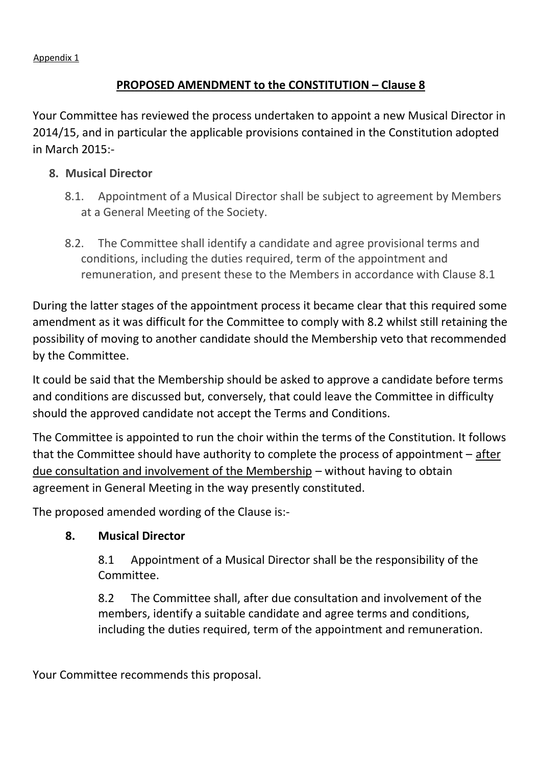<u>Appendix 1</u>

## PROPOSED AMENDMENT to the CONSTITUTION – Clause 8

Your Committee has reviewed the process undertaken to appoint a new Musical Director in 2014/15, and in particular the applicable provisions contained in the Constitution adopted in March 2015:-

**8. Musical Director**

8.1. Appointment of a Musical Director shall be subject to agreement by Members at a General Meeting of the Society.

8.2. The Committee shall identify a candidate and agree provisional terms and conditions, including the duties required, term of the appointment and remuneration, and present these to the Members in accordance with Clause 8.1

During the latter stages of the appointment process it became clear that this required some amendment as it was difficult for the Committee to comply with 8.2 whilst still retaining the possibility of moving to another candidate should the Membership veto that recommended by the Committee.

It could be said that the Membership should be asked to approve a candidate before terms and conditions are discussed but, conversely, that could leave the Committee in difficulty should the approved candidate not accept the Terms and Conditions.

The Committee is appointed to run the choir within the terms of the Constitution. It follows that the Committee should have authority to complete the process of appointment – <u>after due consultation and involvement of the Membership</u> – without having to obtain agreement in General Meeting in the way presently constituted.

The proposed amended wording of the Clause is:-

**8. Musical Director**

8.1 Appointment of a Musical Director shall be the responsibility of the Committee.

8.2 The Committee shall, after due consultation and involvement of the members, identify a suitable candidate and agree terms and conditions, including the duties required, term of the appointment and remuneration.

Your Committee recommends this proposal.